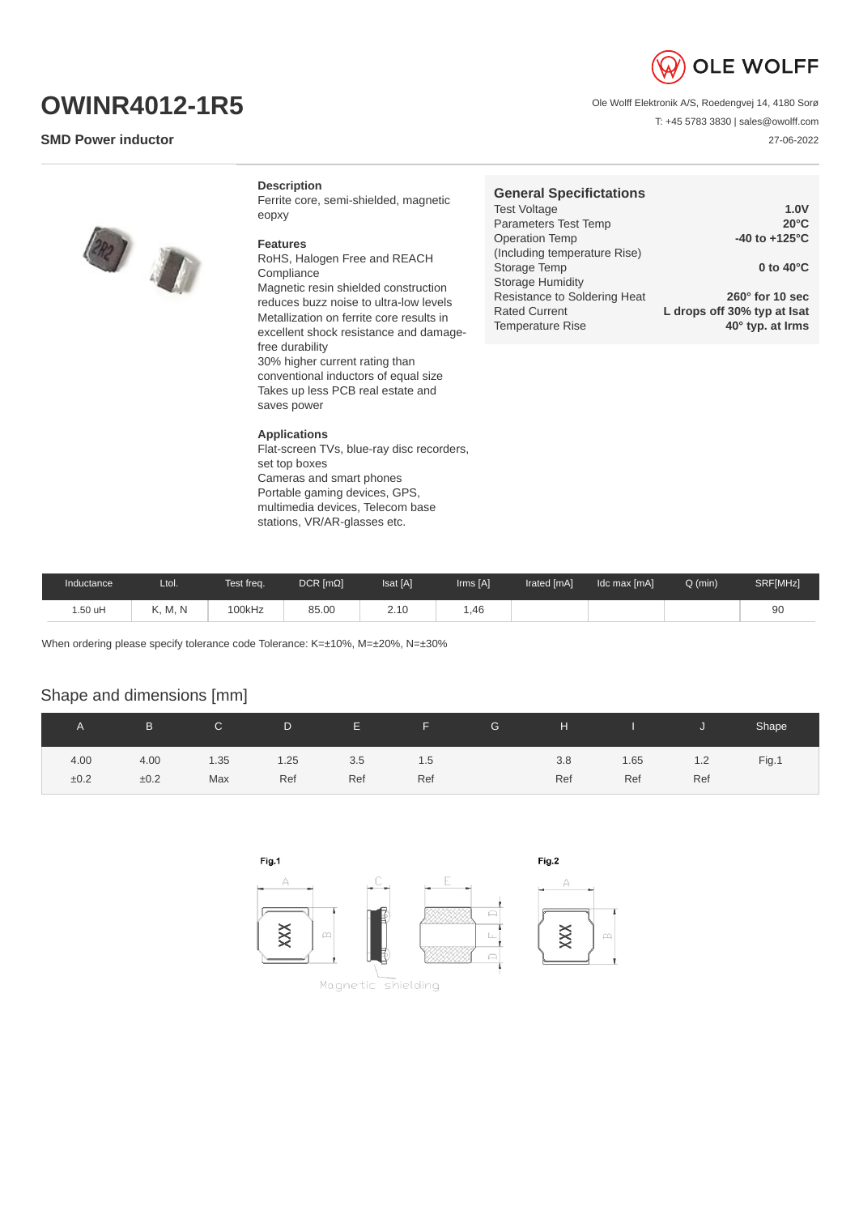# OWINR4012-1R5

**SMD Power inductor**

OLE WOLFF

Ole Wolff Elektronik A/S, Roedengvej 14, 4180 Sorø

T: +45 5783 3830 | sales@owolff.com

27-06-2022

**Description**

Ferrite core, semi-shielded, magnetic eopxy

**Features**

RoHS, Halogen Free and REACH Compliance
Magnetic resin shielded construction reduces buzz noise to ultra-low levels
Metallization on ferrite core results in excellent shock resistance and damage-free durability
30% higher current rating than conventional inductors of equal size
Takes up less PCB real estate and saves power

**Applications**

Flat-screen TVs, blue-ray disc recorders, set top boxes
Cameras and smart phones
Portable gaming devices, GPS, multimedia devices, Telecom base stations, VR/AR-glasses etc.

## General Specifications

| | |
|---|---|
| Test Voltage | **1.0V** |
| Parameters Test Temp | **20°C** |
| Operation Temp (Including temperature Rise) | **-40 to +125°C** |
| Storage Temp | **0 to 40°C** |
| Storage Humidity | |
| Resistance to Soldering Heat | **260° for 10 sec** |
| Rated Current | **L drops off 30% typ at Isat** |
| Temperature Rise | **40° typ. at Irms** |

| Inductance | Ltol. | Test freq. | DCR [mΩ] | Isat [A] | Irms [A] | Irated [mA] | Idc max [mA] | Q (min) | SRF[MHz] |
|---|---|---|---|---|---|---|---|---|---|
| 1.50 uH | K, M, N | 100kHz | 85.00 | 2.10 | 1,46 | | | | 90 |

When ordering please specify tolerance code Tolerance: K=±10%, M=±20%, N=±30%

## Shape and dimensions [mm]

| A | B | C | D | E | F | G | H | I | J | Shape |
|---|---|---|---|---|---|---|---|---|---|---|
| 4.00 ±0.2 | 4.00 ±0.2 | 1.35 Max | 1.25 Ref | 3.5 Ref | 1.5 Ref | | 3.8 Ref | 1.65 Ref | 1.2 Ref | Fig.1 |

Fig.1

Fig.2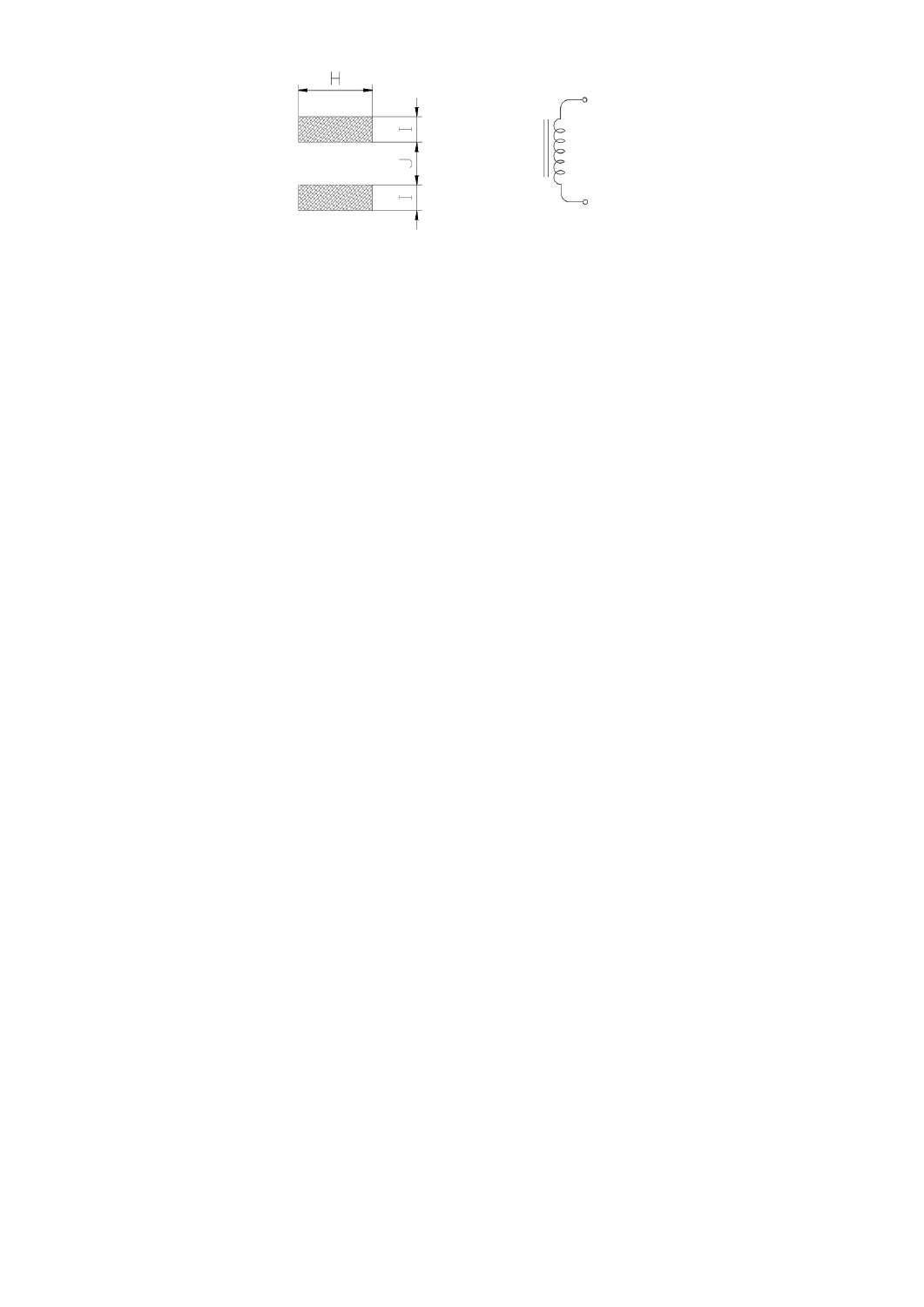H

I

J

I